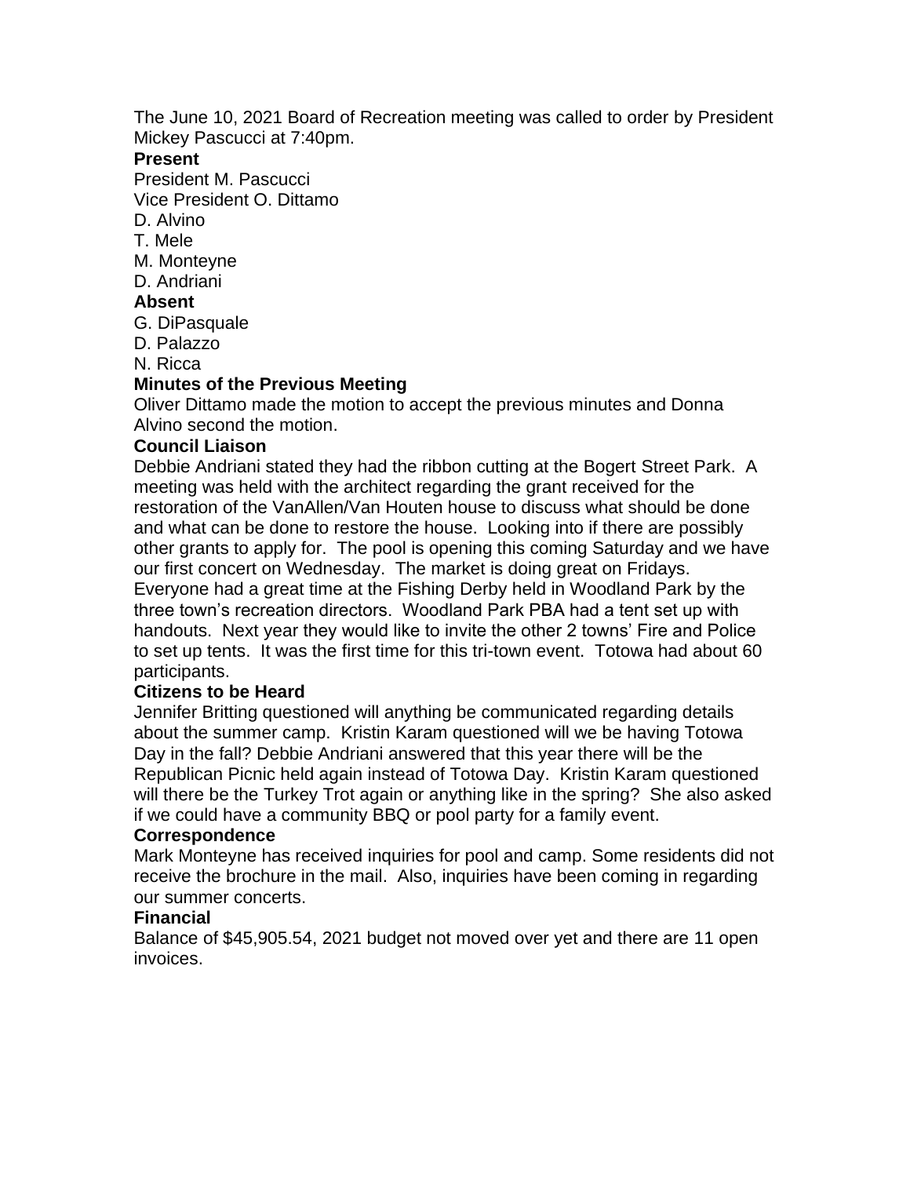The June 10, 2021 Board of Recreation meeting was called to order by President Mickey Pascucci at 7:40pm.

**Present**

President M. Pascucci
Vice President O. Dittamo
D. Alvino
T. Mele
M. Monteyne
D. Andriani

**Absent**

G. DiPasquale
D. Palazzo
N. Ricca

**Minutes of the Previous Meeting**

Oliver Dittamo made the motion to accept the previous minutes and Donna Alvino second the motion.

**Council Liaison**

Debbie Andriani stated they had the ribbon cutting at the Bogert Street Park. A meeting was held with the architect regarding the grant received for the restoration of the VanAllen/Van Houten house to discuss what should be done and what can be done to restore the house. Looking into if there are possibly other grants to apply for. The pool is opening this coming Saturday and we have our first concert on Wednesday. The market is doing great on Fridays. Everyone had a great time at the Fishing Derby held in Woodland Park by the three town's recreation directors. Woodland Park PBA had a tent set up with handouts. Next year they would like to invite the other 2 towns' Fire and Police to set up tents. It was the first time for this tri-town event. Totowa had about 60 participants.

**Citizens to be Heard**

Jennifer Britting questioned will anything be communicated regarding details about the summer camp. Kristin Karam questioned will we be having Totowa Day in the fall? Debbie Andriani answered that this year there will be the Republican Picnic held again instead of Totowa Day. Kristin Karam questioned will there be the Turkey Trot again or anything like in the spring? She also asked if we could have a community BBQ or pool party for a family event.

**Correspondence**

Mark Monteyne has received inquiries for pool and camp. Some residents did not receive the brochure in the mail. Also, inquiries have been coming in regarding our summer concerts.

**Financial**

Balance of $45,905.54, 2021 budget not moved over yet and there are 11 open invoices.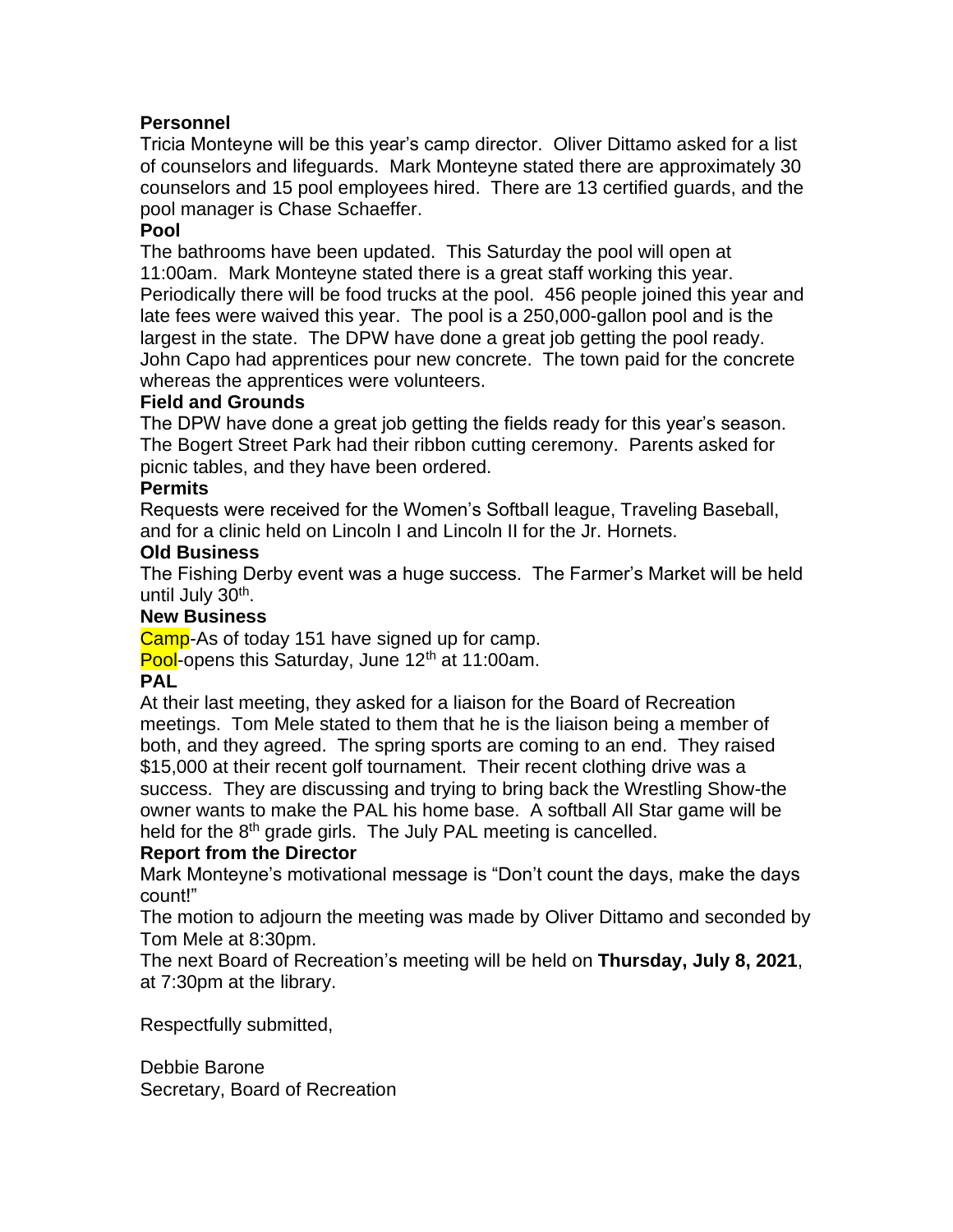**Personnel**

Tricia Monteyne will be this year's camp director. Oliver Dittamo asked for a list of counselors and lifeguards. Mark Monteyne stated there are approximately 30 counselors and 15 pool employees hired. There are 13 certified guards, and the pool manager is Chase Schaeffer.

**Pool**

The bathrooms have been updated. This Saturday the pool will open at 11:00am. Mark Monteyne stated there is a great staff working this year. Periodically there will be food trucks at the pool. 456 people joined this year and late fees were waived this year. The pool is a 250,000-gallon pool and is the largest in the state. The DPW have done a great job getting the pool ready. John Capo had apprentices pour new concrete. The town paid for the concrete whereas the apprentices were volunteers.

**Field and Grounds**

The DPW have done a great job getting the fields ready for this year's season. The Bogert Street Park had their ribbon cutting ceremony. Parents asked for picnic tables, and they have been ordered.

**Permits**

Requests were received for the Women's Softball league, Traveling Baseball, and for a clinic held on Lincoln I and Lincoln II for the Jr. Hornets.

**Old Business**

The Fishing Derby event was a huge success. The Farmer's Market will be held until July 30th.

**New Business**

Camp-As of today 151 have signed up for camp.
Pool-opens this Saturday, June 12th at 11:00am.

**PAL**

At their last meeting, they asked for a liaison for the Board of Recreation meetings. Tom Mele stated to them that he is the liaison being a member of both, and they agreed. The spring sports are coming to an end. They raised $15,000 at their recent golf tournament. Their recent clothing drive was a success. They are discussing and trying to bring back the Wrestling Show-the owner wants to make the PAL his home base. A softball All Star game will be held for the 8th grade girls. The July PAL meeting is cancelled.

**Report from the Director**

Mark Monteyne's motivational message is "Don't count the days, make the days count!"

The motion to adjourn the meeting was made by Oliver Dittamo and seconded by Tom Mele at 8:30pm.

The next Board of Recreation's meeting will be held on **Thursday, July 8, 2021**, at 7:30pm at the library.

Respectfully submitted,

Debbie Barone
Secretary, Board of Recreation